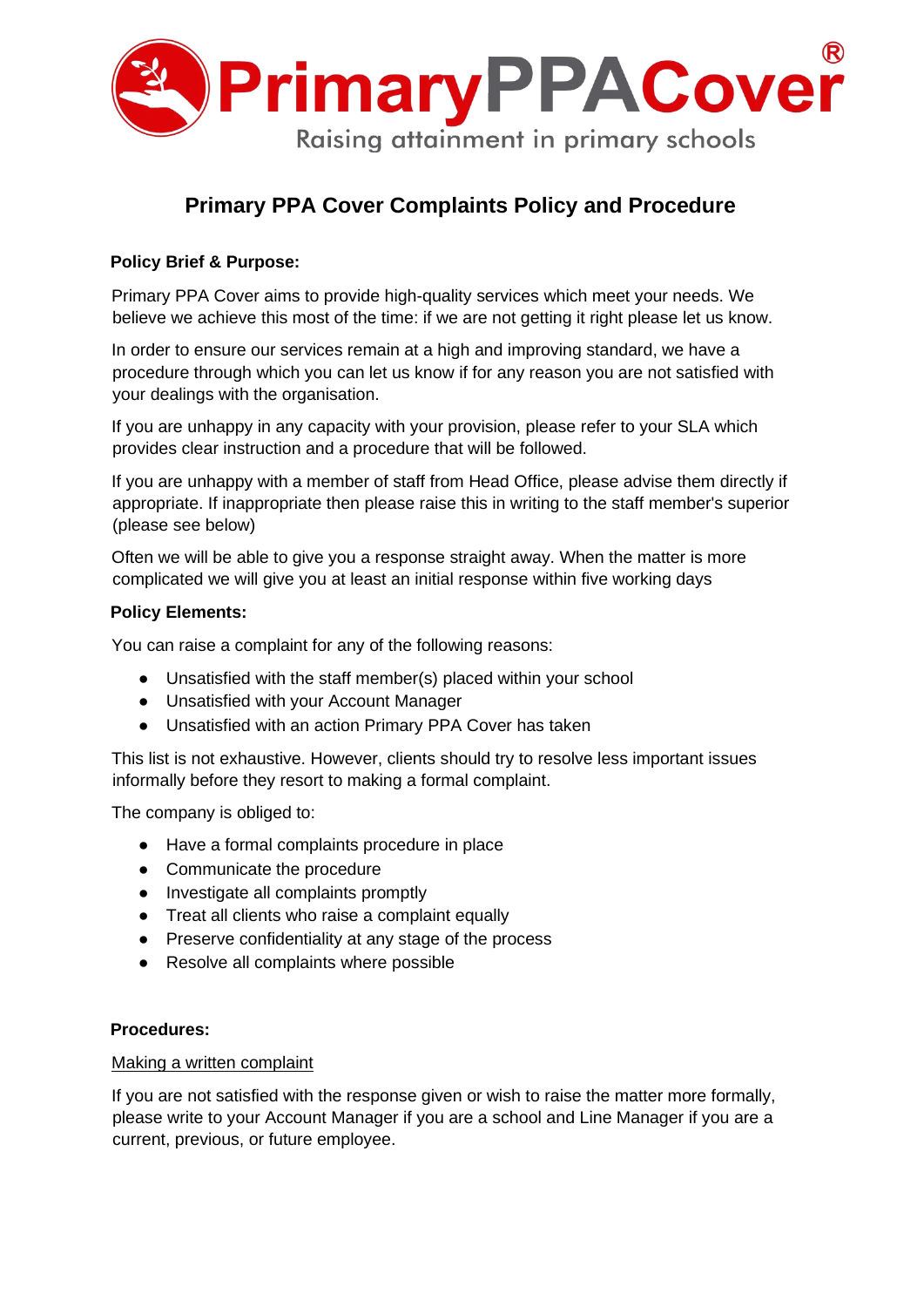# Primary PPA Cover Complaints Policy and Procedure

**Policy Brief & Purpose:**

Primary PPA Cover aims to provide high-quality services which meet your needs. We believe we achieve this most of the time: if we are not getting it right please let us know.

In order to ensure our services remain at a high and improving standard, we have a procedure through which you can let us know if for any reason you are not satisfied with your dealings with the organisation.

If you are unhappy in any capacity with your provision, please refer to your SLA which provides clear instruction and a procedure that will be followed.

If you are unhappy with a member of staff from Head Office, please advise them directly if appropriate. If inappropriate then please raise this in writing to the staff member's superior (please see below)

Often we will be able to give you a response straight away. When the matter is more complicated we will give you at least an initial response within five working days

**Policy Elements:**

You can raise a complaint for any of the following reasons:

- Unsatisfied with the staff member(s) placed within your school
- Unsatisfied with your Account Manager
- Unsatisfied with an action Primary PPA Cover has taken

This list is not exhaustive. However, clients should try to resolve less important issues informally before they resort to making a formal complaint.

The company is obliged to:

- Have a formal complaints procedure in place
- Communicate the procedure
- Investigate all complaints promptly
- Treat all clients who raise a complaint equally
- Preserve confidentiality at any stage of the process
- Resolve all complaints where possible

**Procedures:**

Making a written complaint

If you are not satisfied with the response given or wish to raise the matter more formally, please write to your Account Manager if you are a school and Line Manager if you are a current, previous, or future employee.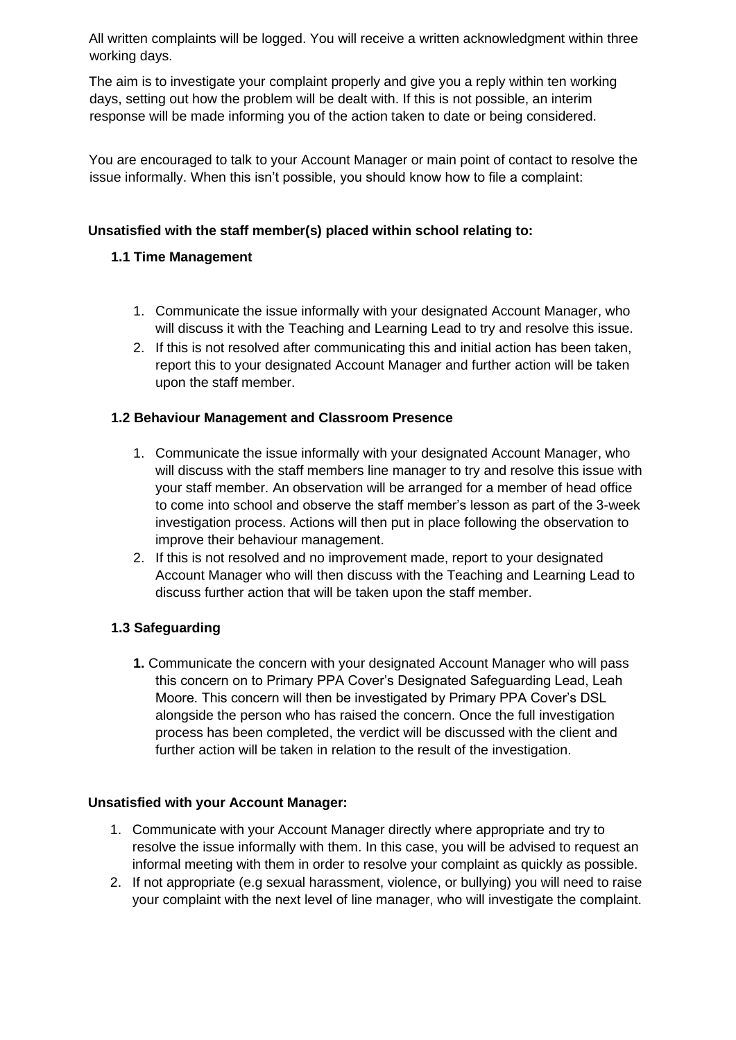All written complaints will be logged. You will receive a written acknowledgment within three working days.

The aim is to investigate your complaint properly and give you a reply within ten working days, setting out how the problem will be dealt with. If this is not possible, an interim response will be made informing you of the action taken to date or being considered.

You are encouraged to talk to your Account Manager or main point of contact to resolve the issue informally. When this isn't possible, you should know how to file a complaint:

**Unsatisfied with the staff member(s) placed within school relating to:**

**1.1 Time Management**

1. Communicate the issue informally with your designated Account Manager, who will discuss it with the Teaching and Learning Lead to try and resolve this issue.
2. If this is not resolved after communicating this and initial action has been taken, report this to your designated Account Manager and further action will be taken upon the staff member.

**1.2 Behaviour Management and Classroom Presence**

1. Communicate the issue informally with your designated Account Manager, who will discuss with the staff members line manager to try and resolve this issue with your staff member. An observation will be arranged for a member of head office to come into school and observe the staff member's lesson as part of the 3-week investigation process. Actions will then put in place following the observation to improve their behaviour management.
2. If this is not resolved and no improvement made, report to your designated Account Manager who will then discuss with the Teaching and Learning Lead to discuss further action that will be taken upon the staff member.

**1.3 Safeguarding**

**1.** Communicate the concern with your designated Account Manager who will pass this concern on to Primary PPA Cover's Designated Safeguarding Lead, Leah Moore. This concern will then be investigated by Primary PPA Cover's DSL alongside the person who has raised the concern. Once the full investigation process has been completed, the verdict will be discussed with the client and further action will be taken in relation to the result of the investigation.

**Unsatisfied with your Account Manager:**

1. Communicate with your Account Manager directly where appropriate and try to resolve the issue informally with them. In this case, you will be advised to request an informal meeting with them in order to resolve your complaint as quickly as possible.
2. If not appropriate (e.g sexual harassment, violence, or bullying) you will need to raise your complaint with the next level of line manager, who will investigate the complaint.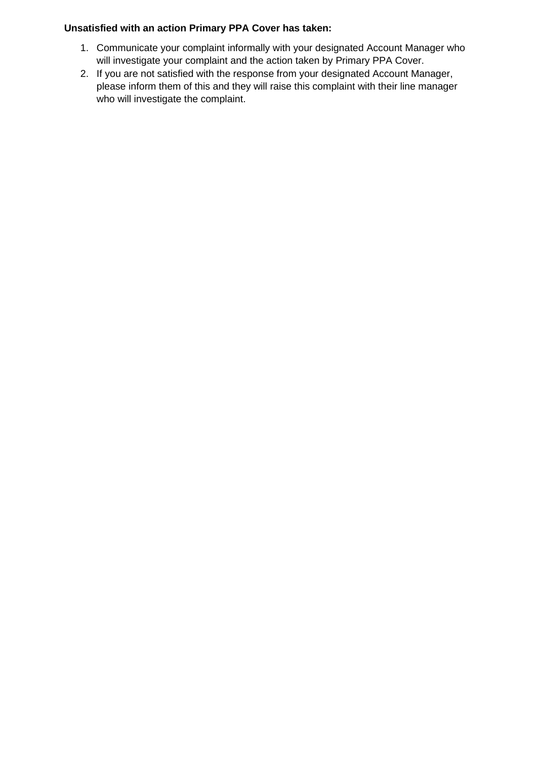**Unsatisfied with an action Primary PPA Cover has taken:**

1. Communicate your complaint informally with your designated Account Manager who will investigate your complaint and the action taken by Primary PPA Cover.
2. If you are not satisfied with the response from your designated Account Manager, please inform them of this and they will raise this complaint with their line manager who will investigate the complaint.